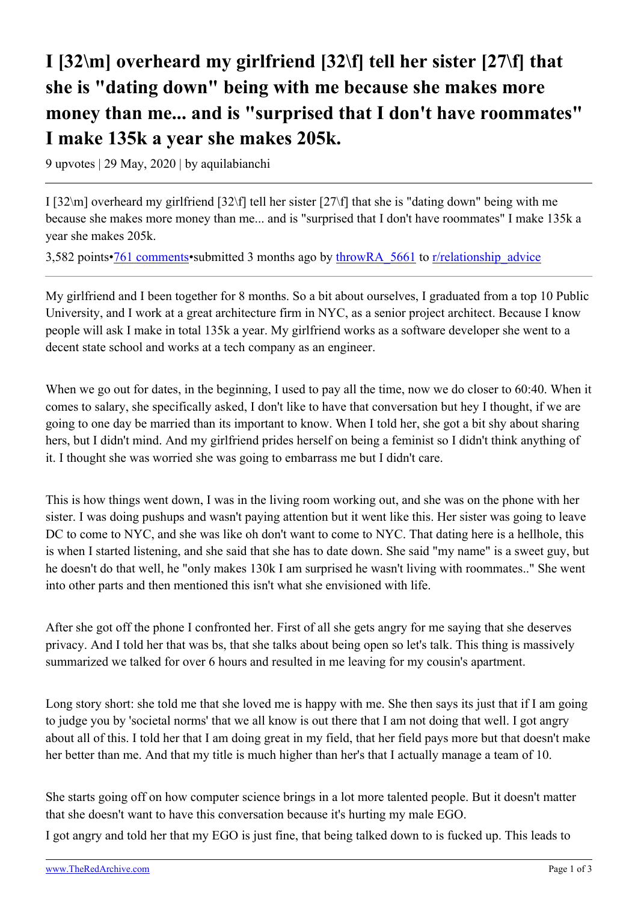# I [32\m] overheard my girlfriend [32\f] tell her sister [27\f] that she is "dating down" being with me because she makes more money than me... and is "surprised that I don't have roommates" I make 135k a year she makes 205k.

9 upvotes | 29 May, 2020 | by aquilabianchi

---

I [32\m] overheard my girlfriend [32\f] tell her sister [27\f] that she is "dating down" being with me because she makes more money than me... and is "surprised that I don't have roommates" I make 135k a year she makes 205k.

3,582 points•761 comments•submitted 3 months ago by throwRA_5661 to r/relationship_advice

---

My girlfriend and I been together for 8 months. So a bit about ourselves, I graduated from a top 10 Public University, and I work at a great architecture firm in NYC, as a senior project architect. Because I know people will ask I make in total 135k a year. My girlfriend works as a software developer she went to a decent state school and works at a tech company as an engineer.

When we go out for dates, in the beginning, I used to pay all the time, now we do closer to 60:40. When it comes to salary, she specifically asked, I don't like to have that conversation but hey I thought, if we are going to one day be married than its important to know. When I told her, she got a bit shy about sharing hers, but I didn't mind. And my girlfriend prides herself on being a feminist so I didn't think anything of it. I thought she was worried she was going to embarrass me but I didn't care.

This is how things went down, I was in the living room working out, and she was on the phone with her sister. I was doing pushups and wasn't paying attention but it went like this. Her sister was going to leave DC to come to NYC, and she was like oh don't want to come to NYC. That dating here is a hellhole, this is when I started listening, and she said that she has to date down. She said "my name" is a sweet guy, but he doesn't do that well, he "only makes 130k I am surprised he wasn't living with roommates.." She went into other parts and then mentioned this isn't what she envisioned with life.

After she got off the phone I confronted her. First of all she gets angry for me saying that she deserves privacy. And I told her that was bs, that she talks about being open so let's talk. This thing is massively summarized we talked for over 6 hours and resulted in me leaving for my cousin's apartment.

Long story short: she told me that she loved me is happy with me. She then says its just that if I am going to judge you by 'societal norms' that we all know is out there that I am not doing that well. I got angry about all of this. I told her that I am doing great in my field, that her field pays more but that doesn't make her better than me. And that my title is much higher than her's that I actually manage a team of 10.

She starts going off on how computer science brings in a lot more talented people. But it doesn't matter that she doesn't want to have this conversation because it's hurting my male EGO.
I got angry and told her that my EGO is just fine, that being talked down to is fucked up. This leads to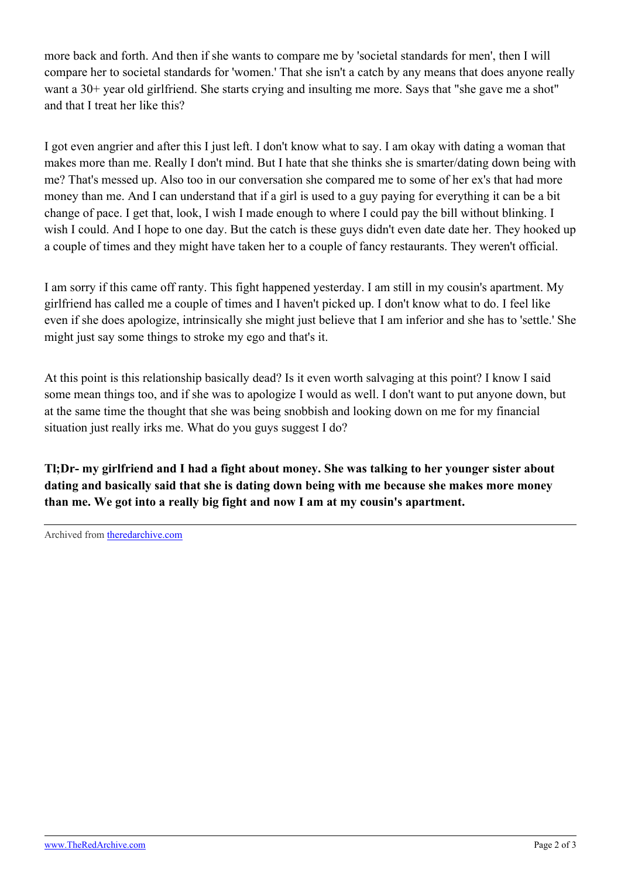more back and forth. And then if she wants to compare me by 'societal standards for men', then I will compare her to societal standards for 'women.' That she isn't a catch by any means that does anyone really want a 30+ year old girlfriend. She starts crying and insulting me more. Says that "she gave me a shot" and that I treat her like this?

I got even angrier and after this I just left. I don't know what to say. I am okay with dating a woman that makes more than me. Really I don't mind. But I hate that she thinks she is smarter/dating down being with me? That's messed up. Also too in our conversation she compared me to some of her ex's that had more money than me. And I can understand that if a girl is used to a guy paying for everything it can be a bit change of pace. I get that, look, I wish I made enough to where I could pay the bill without blinking. I wish I could. And I hope to one day. But the catch is these guys didn't even date date her. They hooked up a couple of times and they might have taken her to a couple of fancy restaurants. They weren't official.

I am sorry if this came off ranty. This fight happened yesterday. I am still in my cousin's apartment. My girlfriend has called me a couple of times and I haven't picked up. I don't know what to do. I feel like even if she does apologize, intrinsically she might just believe that I am inferior and she has to 'settle.' She might just say some things to stroke my ego and that's it.

At this point is this relationship basically dead? Is it even worth salvaging at this point? I know I said some mean things too, and if she was to apologize I would as well. I don't want to put anyone down, but at the same time the thought that she was being snobbish and looking down on me for my financial situation just really irks me. What do you guys suggest I do?

**Tl;Dr- my girlfriend and I had a fight about money. She was talking to her younger sister about dating and basically said that she is dating down being with me because she makes more money than me. We got into a really big fight and now I am at my cousin's apartment.**

---

Archived from [theredarchive.com](https://theredarchive.com)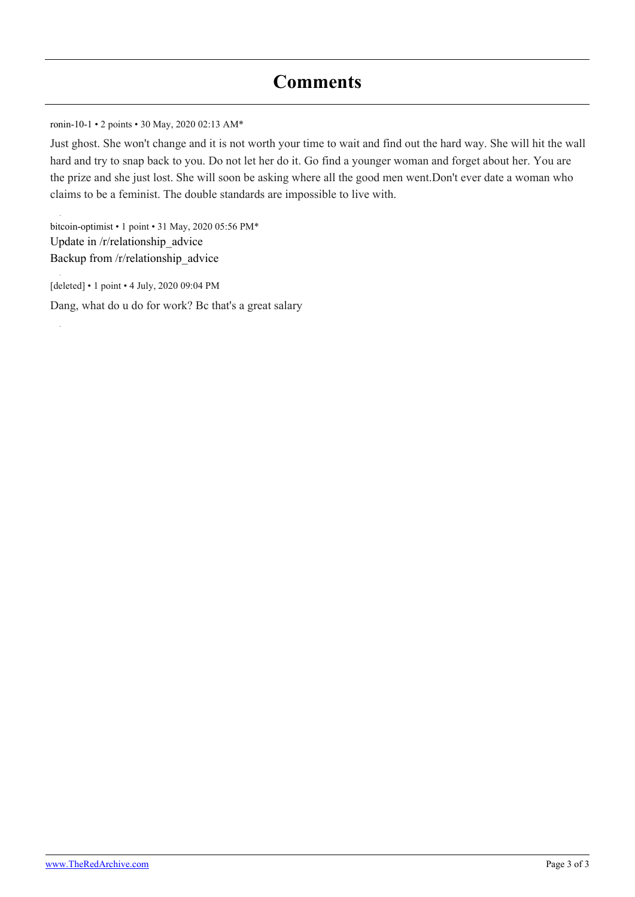# Comments

ronin-10-1 • 2 points • 30 May, 2020 02:13 AM*

Just ghost. She won't change and it is not worth your time to wait and find out the hard way. She will hit the wall hard and try to snap back to you. Do not let her do it. Go find a younger woman and forget about her. You are the prize and she just lost. She will soon be asking where all the good men went.Don't ever date a woman who claims to be a feminist. The double standards are impossible to live with.

bitcoin-optimist • 1 point • 31 May, 2020 05:56 PM*

Update in /r/relationship_advice
Backup from /r/relationship_advice

[deleted] • 1 point • 4 July, 2020 09:04 PM

Dang, what do u do for work? Bc that's a great salary